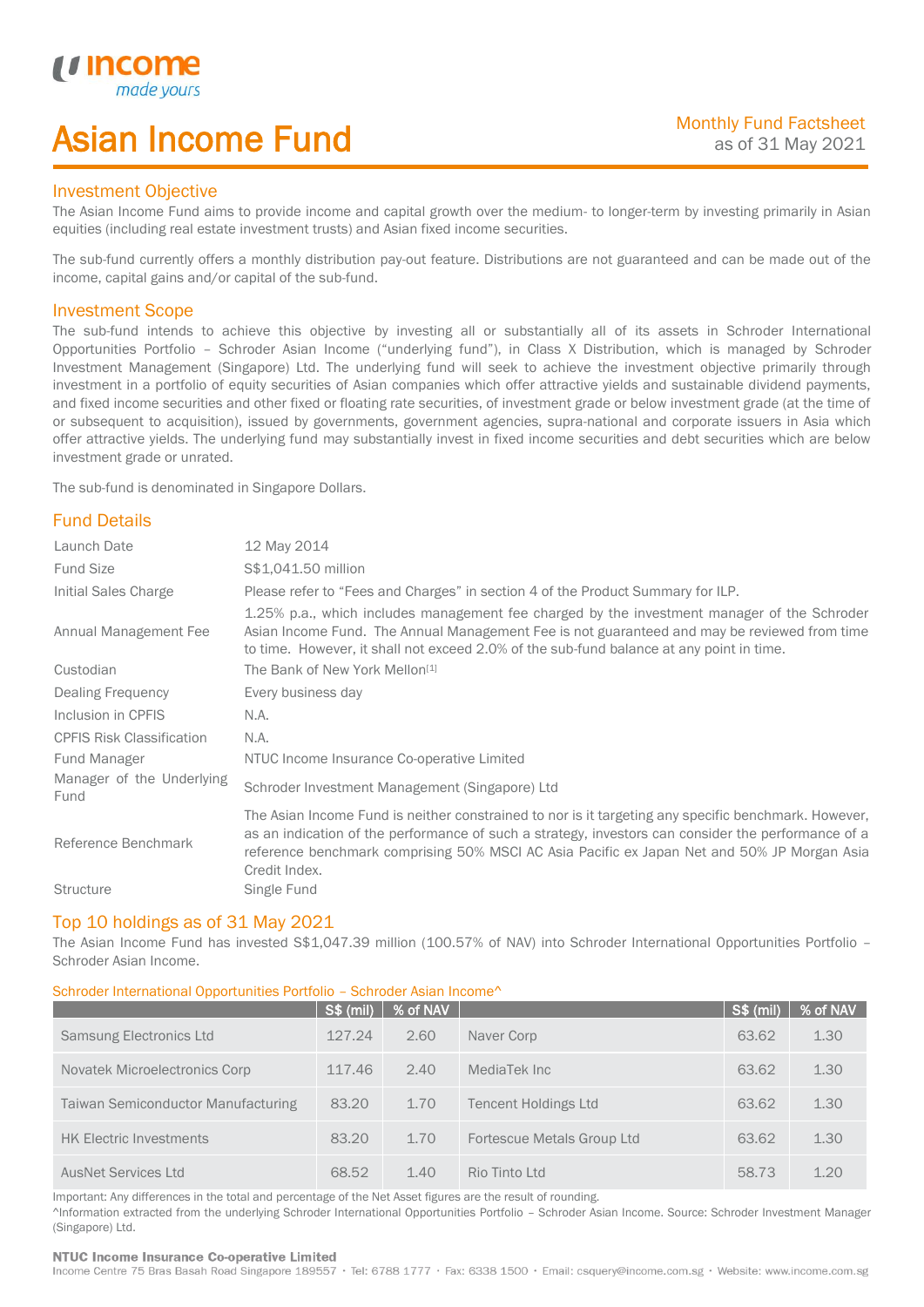# Asian Income Fund

Monthly Fund Factsheet
as of 31 May 2021

## Investment Objective

The Asian Income Fund aims to provide income and capital growth over the medium- to longer-term by investing primarily in Asian equities (including real estate investment trusts) and Asian fixed income securities.

The sub-fund currently offers a monthly distribution pay-out feature. Distributions are not guaranteed and can be made out of the income, capital gains and/or capital of the sub-fund.

## Investment Scope

The sub-fund intends to achieve this objective by investing all or substantially all of its assets in Schroder International Opportunities Portfolio – Schroder Asian Income ("underlying fund"), in Class X Distribution, which is managed by Schroder Investment Management (Singapore) Ltd. The underlying fund will seek to achieve the investment objective primarily through investment in a portfolio of equity securities of Asian companies which offer attractive yields and sustainable dividend payments, and fixed income securities and other fixed or floating rate securities, of investment grade or below investment grade (at the time of or subsequent to acquisition), issued by governments, government agencies, supra-national and corporate issuers in Asia which offer attractive yields. The underlying fund may substantially invest in fixed income securities and debt securities which are below investment grade or unrated.

The sub-fund is denominated in Singapore Dollars.

## Fund Details

| | |
|---|---|
| Launch Date | 12 May 2014 |
| Fund Size | S$1,041.50 million |
| Initial Sales Charge | Please refer to "Fees and Charges" in section 4 of the Product Summary for ILP. |
| Annual Management Fee | 1.25% p.a., which includes management fee charged by the investment manager of the Schroder Asian Income Fund. The Annual Management Fee is not guaranteed and may be reviewed from time to time. However, it shall not exceed 2.0% of the sub-fund balance at any point in time. |
| Custodian | The Bank of New York Mellon[1] |
| Dealing Frequency | Every business day |
| Inclusion in CPFIS | N.A. |
| CPFIS Risk Classification | N.A. |
| Fund Manager | NTUC Income Insurance Co-operative Limited |
| Manager of the Underlying Fund | Schroder Investment Management (Singapore) Ltd |
| Reference Benchmark | The Asian Income Fund is neither constrained to nor is it targeting any specific benchmark. However, as an indication of the performance of such a strategy, investors can consider the performance of a reference benchmark comprising 50% MSCI AC Asia Pacific ex Japan Net and 50% JP Morgan Asia Credit Index. |
| Structure | Single Fund |

## Top 10 holdings as of 31 May 2021

The Asian Income Fund has invested S$1,047.39 million (100.57% of NAV) into Schroder International Opportunities Portfolio – Schroder Asian Income.

Schroder International Opportunities Portfolio – Schroder Asian Income^

| | S$ (mil) | % of NAV | | S$ (mil) | % of NAV |
|---|---|---|---|---|---|
| Samsung Electronics Ltd | 127.24 | 2.60 | Naver Corp | 63.62 | 1.30 |
| Novatek Microelectronics Corp | 117.46 | 2.40 | MediaTek Inc | 63.62 | 1.30 |
| Taiwan Semiconductor Manufacturing | 83.20 | 1.70 | Tencent Holdings Ltd | 63.62 | 1.30 |
| HK Electric Investments | 83.20 | 1.70 | Fortescue Metals Group Ltd | 63.62 | 1.30 |
| AusNet Services Ltd | 68.52 | 1.40 | Rio Tinto Ltd | 58.73 | 1.20 |

Important: Any differences in the total and percentage of the Net Asset figures are the result of rounding.

^Information extracted from the underlying Schroder International Opportunities Portfolio – Schroder Asian Income. Source: Schroder Investment Manager (Singapore) Ltd.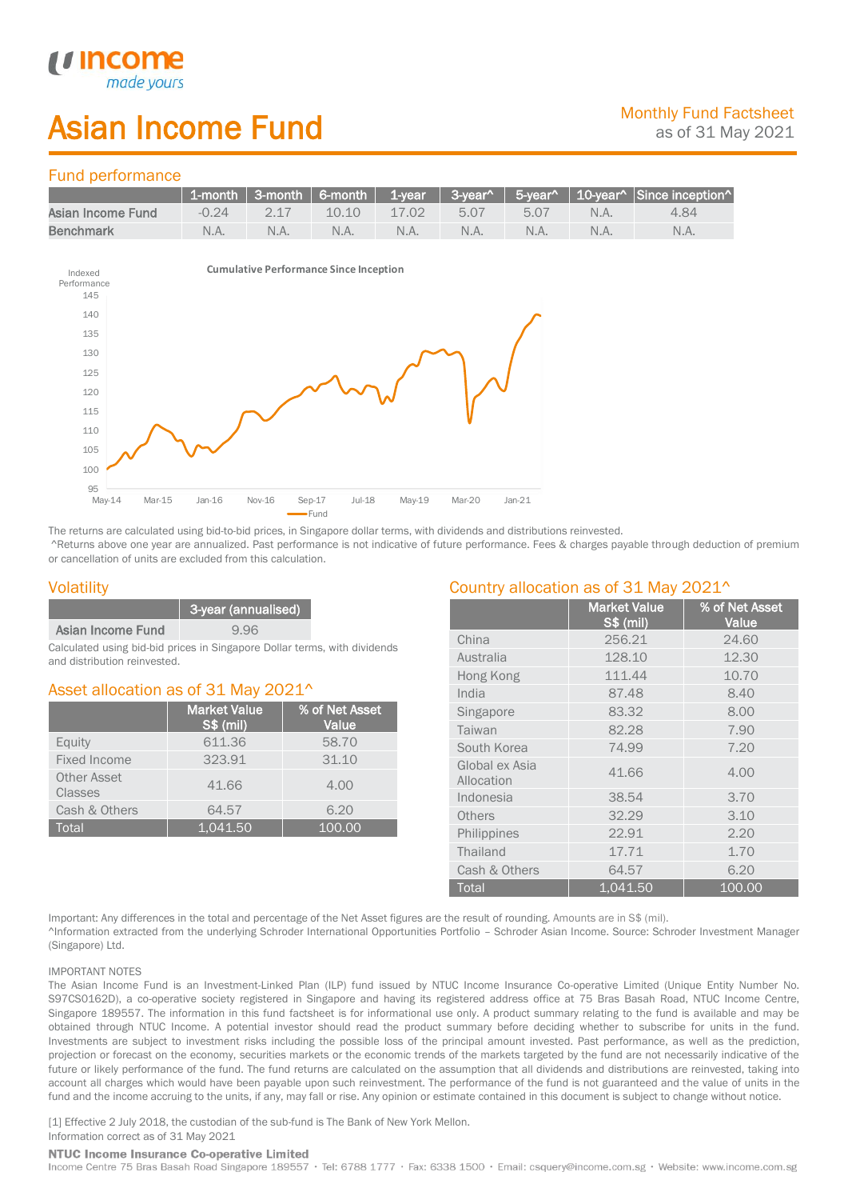# Asian Income Fund

Monthly Fund Factsheet
as of 31 May 2021

## Fund performance

| | 1-month | 3-month | 6-month | 1-year | 3-year^ | 5-year^ | 10-year^ | Since inception^ |
|---|---|---|---|---|---|---|---|---|
| Asian Income Fund | -0.24 | 2.17 | 10.10 | 17.02 | 5.07 | 5.07 | N.A. | 4.84 |
| Benchmark | N.A. | N.A. | N.A. | N.A. | N.A. | N.A. | N.A. | N.A. |

Cumulative Performance Since Inception

Indexed Performance

145
140
135
130
125
120
115
110
105
100
95

May-14 Mar-15 Jan-16 Nov-16 Sep-17 Jul-18 May-19 Mar-20 Jan-21

Fund

The returns are calculated using bid-to-bid prices, in Singapore dollar terms, with dividends and distributions reinvested.
^Returns above one year are annualized. Past performance is not indicative of future performance. Fees & charges payable through deduction of premium or cancellation of units are excluded from this calculation.

## Volatility

| | 3-year (annualised) |
|---|---|
| Asian Income Fund | 9.96 |

Calculated using bid-bid prices in Singapore Dollar terms, with dividends and distribution reinvested.

## Asset allocation as of 31 May 2021^

| | Market Value S$ (mil) | % of Net Asset Value |
|---|---|---|
| Equity | 611.36 | 58.70 |
| Fixed Income | 323.91 | 31.10 |
| Other Asset Classes | 41.66 | 4.00 |
| Cash & Others | 64.57 | 6.20 |
| Total | 1,041.50 | 100.00 |

## Country allocation as of 31 May 2021^

| | Market Value S$ (mil) | % of Net Asset Value |
|---|---|---|
| China | 256.21 | 24.60 |
| Australia | 128.10 | 12.30 |
| Hong Kong | 111.44 | 10.70 |
| India | 87.48 | 8.40 |
| Singapore | 83.32 | 8.00 |
| Taiwan | 82.28 | 7.90 |
| South Korea | 74.99 | 7.20 |
| Global ex Asia Allocation | 41.66 | 4.00 |
| Indonesia | 38.54 | 3.70 |
| Others | 32.29 | 3.10 |
| Philippines | 22.91 | 2.20 |
| Thailand | 17.71 | 1.70 |
| Cash & Others | 64.57 | 6.20 |
| Total | 1,041.50 | 100.00 |

Important: Any differences in the total and percentage of the Net Asset figures are the result of rounding. Amounts are in S$ (mil).
^Information extracted from the underlying Schroder International Opportunities Portfolio – Schroder Asian Income. Source: Schroder Investment Manager (Singapore) Ltd.

IMPORTANT NOTES
The Asian Income Fund is an Investment-Linked Plan (ILP) fund issued by NTUC Income Insurance Co-operative Limited (Unique Entity Number No. S97CS0162D), a co-operative society registered in Singapore and having its registered address office at 75 Bras Basah Road, NTUC Income Centre, Singapore 189557. The information in this fund factsheet is for informational use only. A product summary relating to the fund is available and may be obtained through NTUC Income. A potential investor should read the product summary before deciding whether to subscribe for units in the fund. Investments are subject to investment risks including the possible loss of the principal amount invested. Past performance, as well as the prediction, projection or forecast on the economy, securities markets or the economic trends of the markets targeted by the fund are not necessarily indicative of the future or likely performance of the fund. The fund returns are calculated on the assumption that all dividends and distributions are reinvested, taking into account all charges which would have been payable upon such reinvestment. The performance of the fund is not guaranteed and the value of units in the fund and the income accruing to the units, if any, may fall or rise. Any opinion or estimate contained in this document is subject to change without notice.

[1] Effective 2 July 2018, the custodian of the sub-fund is The Bank of New York Mellon.
Information correct as of 31 May 2021

**NTUC Income Insurance Co-operative Limited**
Income Centre 75 Bras Basah Road Singapore 189557 • Tel: 6788 1777 • Fax: 6338 1500 • Email: csquery@income.com.sg • Website: www.income.com.sg